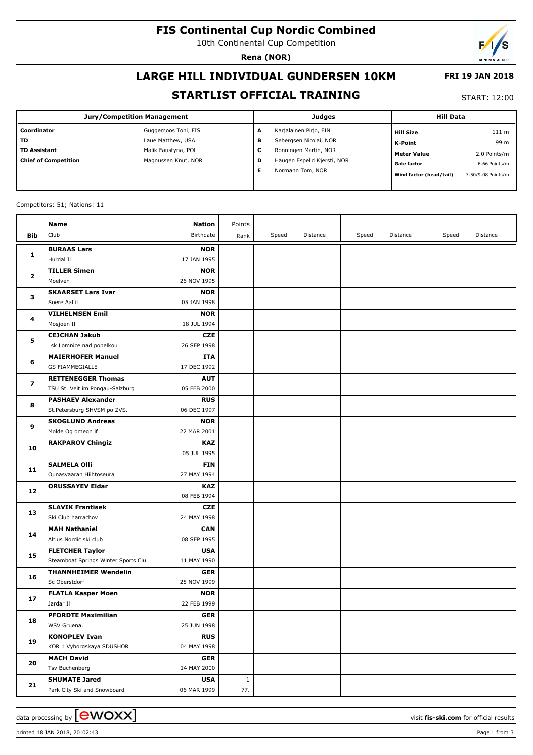# FIS Continental Cup Nordic Combined

10th Continental Cup Competition

**Rena (NOR)**

## LARGE HILL INDIVIDUAL GUNDERSEN 10KM

**FRI 19 JAN 2018**

## STARTLIST OFFICIAL TRAINING

START: 12:00

| Jury/Competition Management | | Judges | | Hill Data | |
|---|---|---|---|---|---|
| **Coordinator** | Guggemoos Toni, FIS | **A** | Karjalainen Pirjo, FIN | **Hill Size** | 111 m |
| **TD** | Laue Matthew, USA | **B** | Sebergsen Nicolai, NOR | **K-Point** | 99 m |
| **TD Assistant** | Malik Faustyna, POL | **C** | Ronningen Martin, NOR | **Meter Value** | 2.0 Points/m |
| **Chief of Competition** | Magnussen Knut, NOR | **D** | Haugen Espelid Kjersti, NOR | **Gate factor** | 6.66 Points/m |
| | | **E** | Normann Tom, NOR | **Wind factor (head/tail)** | 7.50/9.08 Points/m |

Competitors: 51; Nations: 11

| Bib | Name / Club | Nation / Birthdate | Points / Rank | Speed | Distance | Speed | Distance | Speed | Distance |
|---|---|---|---|---|---|---|---|---|---|
| 1 | **BURAAS Lars**<br>Hurdal Il | **NOR**<br>17 JAN 1995 | | | | | | | |
| 2 | **TILLER Simen**<br>Moelven | **NOR**<br>26 NOV 1995 | | | | | | | |
| 3 | **SKAARSET Lars Ivar**<br>Soere Aal il | **NOR**<br>05 JAN 1998 | | | | | | | |
| 4 | **VILHELMSEN Emil**<br>Mosjoen Il | **NOR**<br>18 JUL 1994 | | | | | | | |
| 5 | **CEJCHAN Jakub**<br>Lsk Lomnice nad popelkou | **CZE**<br>26 SEP 1998 | | | | | | | |
| 6 | **MAIERHOFER Manuel**<br>GS FIAMMEGIALLE | **ITA**<br>17 DEC 1992 | | | | | | | |
| 7 | **RETTENEGGER Thomas**<br>TSU St. Veit im Pongau-Salzburg | **AUT**<br>05 FEB 2000 | | | | | | | |
| 8 | **PASHAEV Alexander**<br>St.Petersburg SHVSM po ZVS. | **RUS**<br>06 DEC 1997 | | | | | | | |
| 9 | **SKOGLUND Andreas**<br>Molde Og omegn if | **NOR**<br>22 MAR 2001 | | | | | | | |
| 10 | **RAKPAROV Chingiz** | **KAZ**<br>05 JUL 1995 | | | | | | | |
| 11 | **SALMELA Olli**<br>Ounasvaaran Hiihtoseura | **FIN**<br>27 MAY 1994 | | | | | | | |
| 12 | **ORUSSAYEV Eldar** | **KAZ**<br>08 FEB 1994 | | | | | | | |
| 13 | **SLAVIK Frantisek**<br>Ski Club harrachov | **CZE**<br>24 MAY 1998 | | | | | | | |
| 14 | **MAH Nathaniel**<br>Altius Nordic ski club | **CAN**<br>08 SEP 1995 | | | | | | | |
| 15 | **FLETCHER Taylor**<br>Steamboat Springs Winter Sports Clu | **USA**<br>11 MAY 1990 | | | | | | | |
| 16 | **THANNHEIMER Wendelin**<br>Sc Oberstdorf | **GER**<br>25 NOV 1999 | | | | | | | |
| 17 | **FLATLA Kasper Moen**<br>Jardar Il | **NOR**<br>22 FEB 1999 | | | | | | | |
| 18 | **PFORDTE Maximilian**<br>WSV Gruena. | **GER**<br>25 JUN 1998 | | | | | | | |
| 19 | **KONOPLEV Ivan**<br>KOR 1 Vyborgskaya SDUSHOR | **RUS**<br>04 MAY 1998 | | | | | | | |
| 20 | **MACH David**<br>Tsv Buchenberg | **GER**<br>14 MAY 2000 | | | | | | | |
| 21 | **SHUMATE Jared**<br>Park City Ski and Snowboard | **USA**<br>06 MAR 1999 | 1<br>77. | | | | | | |

data processing by ewoxx — visit **fis-ski.com** for official results

printed 18 JAN 2018, 20:02:43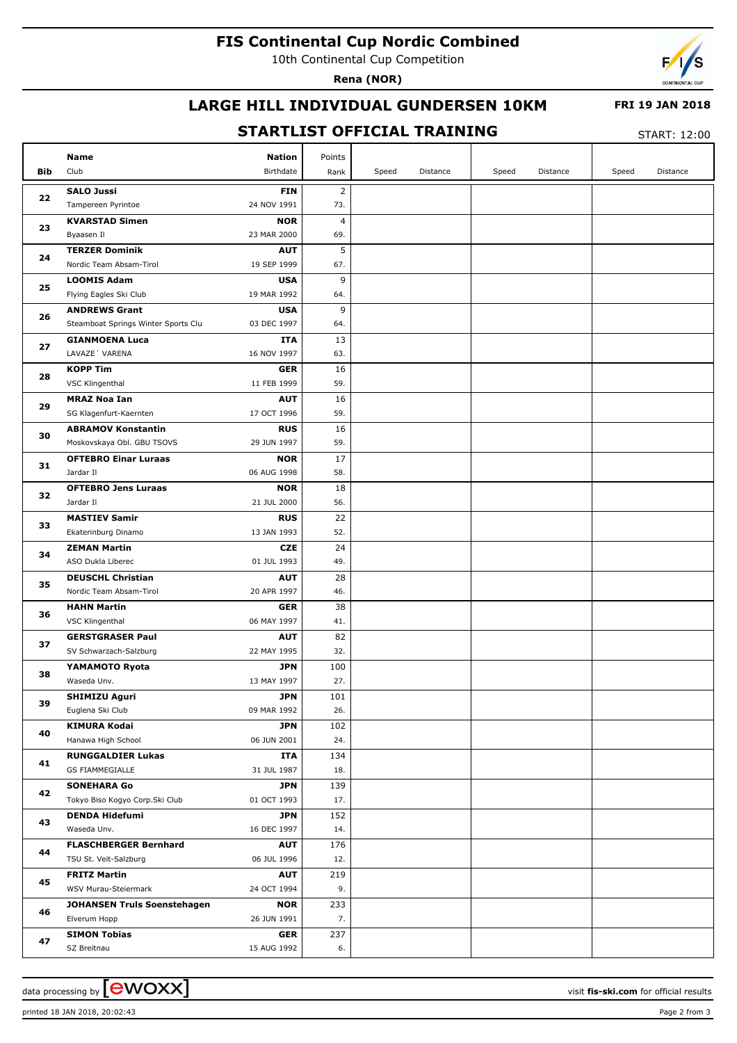# FIS Continental Cup Nordic Combined

10th Continental Cup Competition

**Rena (NOR)**

## LARGE HILL INDIVIDUAL GUNDERSEN 10KM

**FRI 19 JAN 2018**

## STARTLIST OFFICIAL TRAINING

START: 12:00

| Bib | Name / Club | Nation / Birthdate | Points / Rank | Speed | Distance | Speed | Distance | Speed | Distance |
|---|---|---|---|---|---|---|---|---|---|
| 22 | **SALO Jussi**<br>Tampereen Pyrintoe | **FIN**<br>24 NOV 1991 | 2<br>73. | | | | | | |
| 23 | **KVARSTAD Simen**<br>Byaasen Il | **NOR**<br>23 MAR 2000 | 4<br>69. | | | | | | |
| 24 | **TERZER Dominik**<br>Nordic Team Absam-Tirol | **AUT**<br>19 SEP 1999 | 5<br>67. | | | | | | |
| 25 | **LOOMIS Adam**<br>Flying Eagles Ski Club | **USA**<br>19 MAR 1992 | 9<br>64. | | | | | | |
| 26 | **ANDREWS Grant**<br>Steamboat Springs Winter Sports Clu | **USA**<br>03 DEC 1997 | 9<br>64. | | | | | | |
| 27 | **GIANMOENA Luca**<br>LAVAZE´ VARENA | **ITA**<br>16 NOV 1997 | 13<br>63. | | | | | | |
| 28 | **KOPP Tim**<br>VSC Klingenthal | **GER**<br>11 FEB 1999 | 16<br>59. | | | | | | |
| 29 | **MRAZ Noa Ian**<br>SG Klagenfurt-Kaernten | **AUT**<br>17 OCT 1996 | 16<br>59. | | | | | | |
| 30 | **ABRAMOV Konstantin**<br>Moskovskaya Obl. GBU TSOVS | **RUS**<br>29 JUN 1997 | 16<br>59. | | | | | | |
| 31 | **OFTEBRO Einar Luraas**<br>Jardar Il | **NOR**<br>06 AUG 1998 | 17<br>58. | | | | | | |
| 32 | **OFTEBRO Jens Luraas**<br>Jardar Il | **NOR**<br>21 JUL 2000 | 18<br>56. | | | | | | |
| 33 | **MASTIEV Samir**<br>Ekaterinburg Dinamo | **RUS**<br>13 JAN 1993 | 22<br>52. | | | | | | |
| 34 | **ZEMAN Martin**<br>ASO Dukla Liberec | **CZE**<br>01 JUL 1993 | 24<br>49. | | | | | | |
| 35 | **DEUSCHL Christian**<br>Nordic Team Absam-Tirol | **AUT**<br>20 APR 1997 | 28<br>46. | | | | | | |
| 36 | **HAHN Martin**<br>VSC Klingenthal | **GER**<br>06 MAY 1997 | 38<br>41. | | | | | | |
| 37 | **GERSTGRASER Paul**<br>SV Schwarzach-Salzburg | **AUT**<br>22 MAY 1995 | 82<br>32. | | | | | | |
| 38 | **YAMAMOTO Ryota**<br>Waseda Unv. | **JPN**<br>13 MAY 1997 | 100<br>27. | | | | | | |
| 39 | **SHIMIZU Aguri**<br>Euglena Ski Club | **JPN**<br>09 MAR 1992 | 101<br>26. | | | | | | |
| 40 | **KIMURA Kodai**<br>Hanawa High School | **JPN**<br>06 JUN 2001 | 102<br>24. | | | | | | |
| 41 | **RUNGGALDIER Lukas**<br>GS FIAMMEGIALLE | **ITA**<br>31 JUL 1987 | 134<br>18. | | | | | | |
| 42 | **SONEHARA Go**<br>Tokyo Biso Kogyo Corp.Ski Club | **JPN**<br>01 OCT 1993 | 139<br>17. | | | | | | |
| 43 | **DENDA Hidefumi**<br>Waseda Unv. | **JPN**<br>16 DEC 1997 | 152<br>14. | | | | | | |
| 44 | **FLASCHBERGER Bernhard**<br>TSU St. Veit-Salzburg | **AUT**<br>06 JUL 1996 | 176<br>12. | | | | | | |
| 45 | **FRITZ Martin**<br>WSV Murau-Steiermark | **AUT**<br>24 OCT 1994 | 219<br>9. | | | | | | |
| 46 | **JOHANSEN Truls Soenstehagen**<br>Elverum Hopp | **NOR**<br>26 JUN 1991 | 233<br>7. | | | | | | |
| 47 | **SIMON Tobias**<br>SZ Breitnau | **GER**<br>15 AUG 1992 | 237<br>6. | | | | | | |

data processing by ewoxx — visit **fis-ski.com** for official results

printed 18 JAN 2018, 20:02:43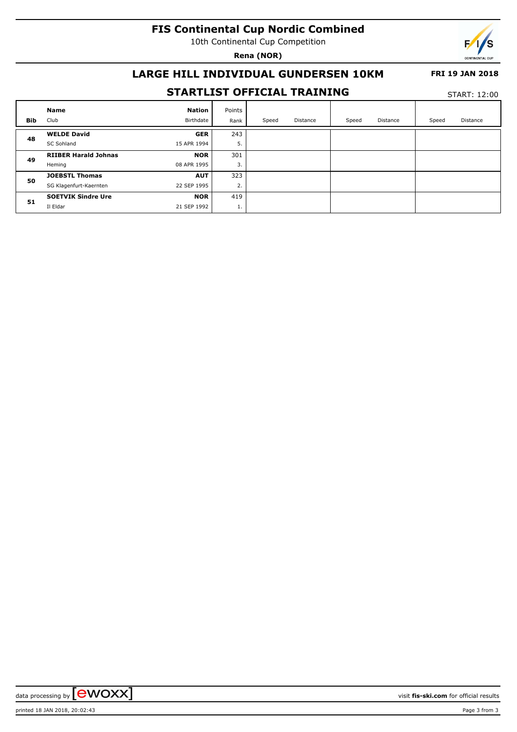# FIS Continental Cup Nordic Combined

10th Continental Cup Competition

**Rena (NOR)**

## LARGE HILL INDIVIDUAL GUNDERSEN 10KM

**FRI 19 JAN 2018**

## STARTLIST OFFICIAL TRAINING

START: 12:00

| Bib | Name / Club | Nation / Birthdate | Points / Rank | Speed | Distance | Speed | Distance | Speed | Distance |
|---|---|---|---|---|---|---|---|---|---|
| 48 | **WELDE David** SC Sohland | **GER** 15 APR 1994 | 243 5. | | | | | | |
| 49 | **RIIBER Harald Johnas** Heming | **NOR** 08 APR 1995 | 301 3. | | | | | | |
| 50 | **JOEBSTL Thomas** SG Klagenfurt-Kaernten | **AUT** 22 SEP 1995 | 323 2. | | | | | | |
| 51 | **SOETVIK Sindre Ure** Il Eldar | **NOR** 21 SEP 1992 | 419 1. | | | | | | |

data processing by [ewoxx]

visit **fis-ski.com** for official results

printed 18 JAN 2018, 20:02:43